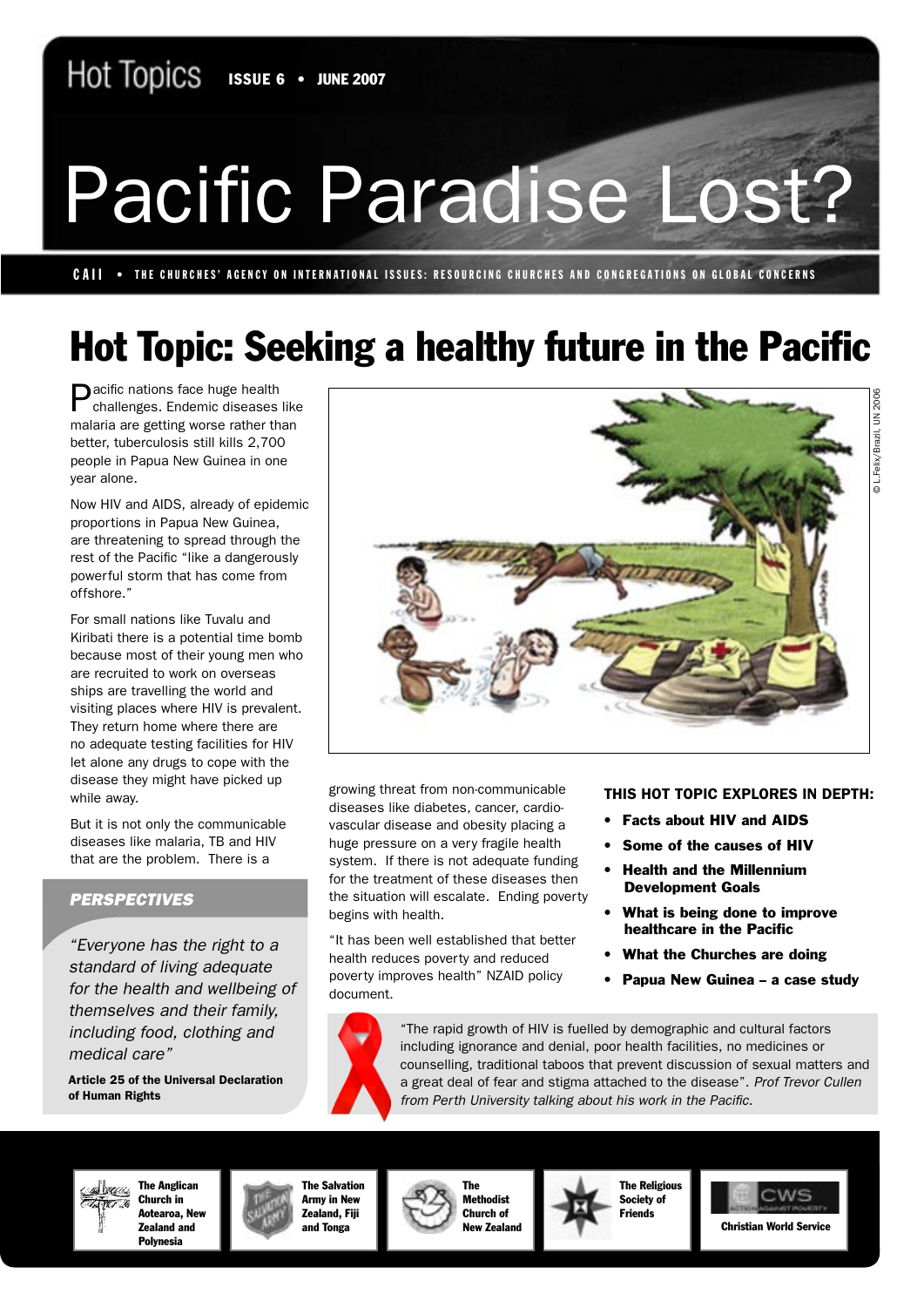# Pacific Paradise Lost?

Hot Topics ISSUE 6 • JUNE 2007

CAII • THE CHURCHES' AGENCY ON INTERNATIONAL ISSUES: RESOURCING CHURCHES AND CONGREGATIONS ON GLOBAL CONCERNS

## Hot Topic: Seeking a healthy future in the Pacific

Pacific nations face huge health challenges. Endemic diseases like malaria are getting worse rather than better, tuberculosis still kills 2,700 people in Papua New Guinea in one year alone.

Now HIV and AIDS, already of epidemic proportions in Papua New Guinea, are threatening to spread through the rest of the Pacific "like a dangerously powerful storm that has come from offshore."

For small nations like Tuvalu and Kiribati there is a potential time bomb because most of their young men who are recruited to work on overseas ships are travelling the world and visiting places where HIV is prevalent. They return home where there are no adequate testing facilities for HIV let alone any drugs to cope with the disease they might have picked up while away.

But it is not only the communicable diseases like malaria, TB and HIV that are the problem. There is a growing threat from non-communicable diseases like diabetes, cancer, cardio-vascular disease and obesity placing a huge pressure on a very fragile health system. If there is not adequate funding for the treatment of these diseases then the situation will escalate. Ending poverty begins with health.

"It has been well established that better health reduces poverty and reduced poverty improves health" NZAID policy document.

© L.Felix/Brazil, UN 2006

### PERSPECTIVES

*"Everyone has the right to a standard of living adequate for the health and wellbeing of themselves and their family, including food, clothing and medical care"*

**Article 25 of the Universal Declaration of Human Rights**

### THIS HOT TOPIC EXPLORES IN DEPTH:

- **Facts about HIV and AIDS**
- **Some of the causes of HIV**
- **Health and the Millennium Development Goals**
- **What is being done to improve healthcare in the Pacific**
- **What the Churches are doing**
- **Papua New Guinea – a case study**

"The rapid growth of HIV is fuelled by demographic and cultural factors including ignorance and denial, poor health facilities, no medicines or counselling, traditional taboos that prevent discussion of sexual matters and a great deal of fear and stigma attached to the disease". *Prof Trevor Cullen from Perth University talking about his work in the Pacific.*

**The Anglican Church in Aotearoa, New Zealand and Polynesia** | **The Salvation Army in New Zealand, Fiji and Tonga** | **The Methodist Church of New Zealand** | **The Religious Society of Friends** | **Christian World Service**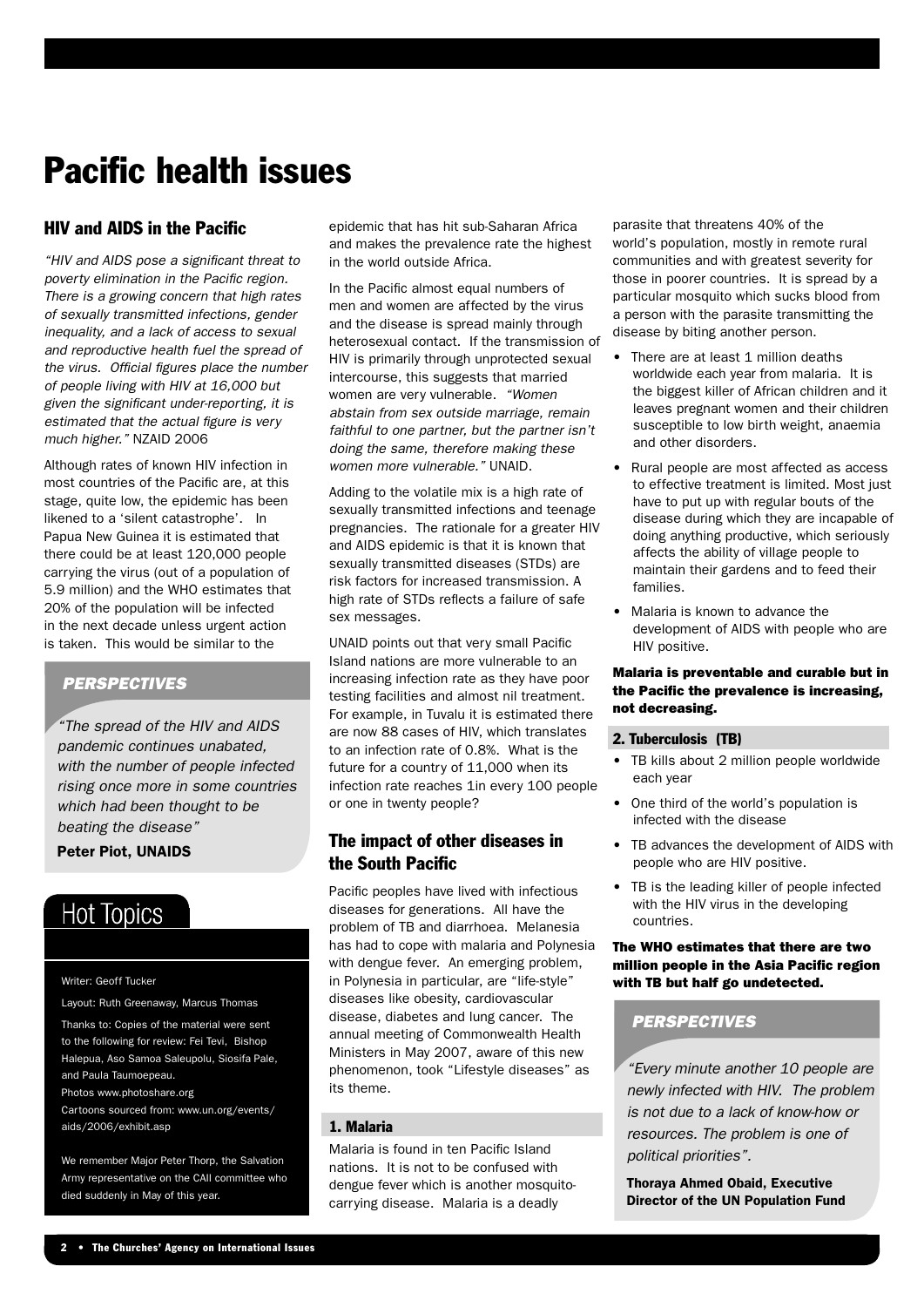# Pacific health issues

## HIV and AIDS in the Pacific

*"HIV and AIDS pose a significant threat to poverty elimination in the Pacific region. There is a growing concern that high rates of sexually transmitted infections, gender inequality, and a lack of access to sexual and reproductive health fuel the spread of the virus. Official figures place the number of people living with HIV at 16,000 but given the significant under-reporting, it is estimated that the actual figure is very much higher."* NZAID 2006

Although rates of known HIV infection in most countries of the Pacific are, at this stage, quite low, the epidemic has been likened to a 'silent catastrophe'. In Papua New Guinea it is estimated that there could be at least 120,000 people carrying the virus (out of a population of 5.9 million) and the WHO estimates that 20% of the population will be infected in the next decade unless urgent action is taken. This would be similar to the epidemic that has hit sub-Saharan Africa and makes the prevalence rate the highest in the world outside Africa.

In the Pacific almost equal numbers of men and women are affected by the virus and the disease is spread mainly through heterosexual contact. If the transmission of HIV is primarily through unprotected sexual intercourse, this suggests that married women are very vulnerable. *"Women abstain from sex outside marriage, remain faithful to one partner, but the partner isn't doing the same, therefore making these women more vulnerable."* UNAID.

Adding to the volatile mix is a high rate of sexually transmitted infections and teenage pregnancies. The rationale for a greater HIV and AIDS epidemic is that it is known that sexually transmitted diseases (STDs) are risk factors for increased transmission. A high rate of STDs reflects a failure of safe sex messages.

UNAID points out that very small Pacific Island nations are more vulnerable to an increasing infection rate as they have poor testing facilities and almost nil treatment. For example, in Tuvalu it is estimated there are now 88 cases of HIV, which translates to an infection rate of 0.8%. What is the future for a country of 11,000 when its infection rate reaches 1in every 100 people or one in twenty people?

### PERSPECTIVES

*"The spread of the HIV and AIDS pandemic continues unabated, with the number of people infected rising once more in some countries which had been thought to be beating the disease"*

**Peter Piot, UNAIDS**

## Hot Topics

Writer: Geoff Tucker

Layout: Ruth Greenaway, Marcus Thomas

Thanks to: Copies of the material were sent to the following for review: Fei Tevi, Bishop Halepua, Aso Samoa Saleupolu, Siosifa Pale, and Paula Taumoepeau.

Photos www.photoshare.org

Cartoons sourced from: www.un.org/events/aids/2006/exhibit.asp

We remember Major Peter Thorp, the Salvation Army representative on the CAII committee who died suddenly in May of this year.

## The impact of other diseases in the South Pacific

Pacific peoples have lived with infectious diseases for generations. All have the problem of TB and diarrhoea. Melanesia has had to cope with malaria and Polynesia with dengue fever. An emerging problem, in Polynesia in particular, are "life-style" diseases like obesity, cardiovascular disease, diabetes and lung cancer. The annual meeting of Commonwealth Health Ministers in May 2007, aware of this new phenomenon, took "Lifestyle diseases" as its theme.

### 1. Malaria

Malaria is found in ten Pacific Island nations. It is not to be confused with dengue fever which is another mosquito-carrying disease. Malaria is a deadly parasite that threatens 40% of the world's population, mostly in remote rural communities and with greatest severity for those in poorer countries. It is spread by a particular mosquito which sucks blood from a person with the parasite transmitting the disease by biting another person.

- There are at least 1 million deaths worldwide each year from malaria. It is the biggest killer of African children and it leaves pregnant women and their children susceptible to low birth weight, anaemia and other disorders.
- Rural people are most affected as access to effective treatment is limited. Most just have to put up with regular bouts of the disease during which they are incapable of doing anything productive, which seriously affects the ability of village people to maintain their gardens and to feed their families.
- Malaria is known to advance the development of AIDS with people who are HIV positive.

**Malaria is preventable and curable but in the Pacific the prevalence is increasing, not decreasing.**

### 2. Tuberculosis (TB)

- TB kills about 2 million people worldwide each year
- One third of the world's population is infected with the disease
- TB advances the development of AIDS with people who are HIV positive.
- TB is the leading killer of people infected with the HIV virus in the developing countries.

**The WHO estimates that there are two million people in the Asia Pacific region with TB but half go undetected.**

### PERSPECTIVES

*"Every minute another 10 people are newly infected with HIV. The problem is not due to a lack of know-how or resources. The problem is one of political priorities".*

**Thoraya Ahmed Obaid, Executive Director of the UN Population Fund**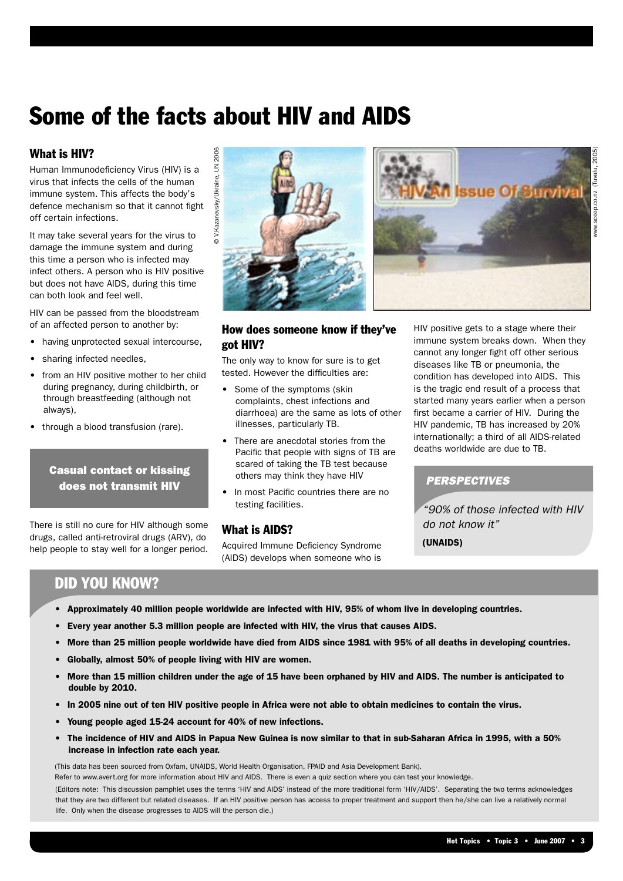# Some of the facts about HIV and AIDS

### What is HIV?

Human Immunodeficiency Virus (HIV) is a virus that infects the cells of the human immune system. This affects the body's defence mechanism so that it cannot fight off certain infections.

It may take several years for the virus to damage the immune system and during this time a person who is infected may infect others. A person who is HIV positive but does not have AIDS, during this time can both look and feel well.

HIV can be passed from the bloodstream of an affected person to another by:

- having unprotected sexual intercourse,
- sharing infected needles,
- from an HIV positive mother to her child during pregnancy, during childbirth, or through breastfeeding (although not always),
- through a blood transfusion (rare).

**Casual contact or kissing does not transmit HIV**

There is still no cure for HIV although some drugs, called anti-retroviral drugs (ARV), do help people to stay well for a longer period.

© V.Kazanevsky/Ukraine, UN 2006

www.scoop.co.nz (Tuvalu, 2005)

### How does someone know if they've got HIV?

The only way to know for sure is to get tested. However the difficulties are:

- Some of the symptoms (skin complaints, chest infections and diarrhoea) are the same as lots of other illnesses, particularly TB.
- There are anecdotal stories from the Pacific that people with signs of TB are scared of taking the TB test because others may think they have HIV
- In most Pacific countries there are no testing facilities.

### What is AIDS?

Acquired Immune Deficiency Syndrome (AIDS) develops when someone who is HIV positive gets to a stage where their immune system breaks down. When they cannot any longer fight off other serious diseases like TB or pneumonia, the condition has developed into AIDS. This is the tragic end result of a process that started many years earlier when a person first became a carrier of HIV. During the HIV pandemic, TB has increased by 20% internationally; a third of all AIDS-related deaths worldwide are due to TB.

***PERSPECTIVES***

*"90% of those infected with HIV do not know it"*

**(UNAIDS)**

## DID YOU KNOW?

- **Approximately 40 million people worldwide are infected with HIV, 95% of whom live in developing countries.**
- **Every year another 5.3 million people are infected with HIV, the virus that causes AIDS.**
- **More than 25 million people worldwide have died from AIDS since 1981 with 95% of all deaths in developing countries.**
- **Globally, almost 50% of people living with HIV are women.**
- **More than 15 million children under the age of 15 have been orphaned by HIV and AIDS. The number is anticipated to double by 2010.**
- **In 2005 nine out of ten HIV positive people in Africa were not able to obtain medicines to contain the virus.**
- **Young people aged 15-24 account for 40% of new infections.**
- **The incidence of HIV and AIDS in Papua New Guinea is now similar to that in sub-Saharan Africa in 1995, with a 50% increase in infection rate each year.**

(This data has been sourced from Oxfam, UNAIDS, World Health Organisation, FPAID and Asia Development Bank).

Refer to www.avert.org for more information about HIV and AIDS. There is even a quiz section where you can test your knowledge.

(Editors note: This discussion pamphlet uses the terms 'HIV and AIDS' instead of the more traditional form 'HIV/AIDS'. Separating the two terms acknowledges that they are two different but related diseases. If an HIV positive person has access to proper treatment and support then he/she can live a relatively normal life. Only when the disease progresses to AIDS will the person die.)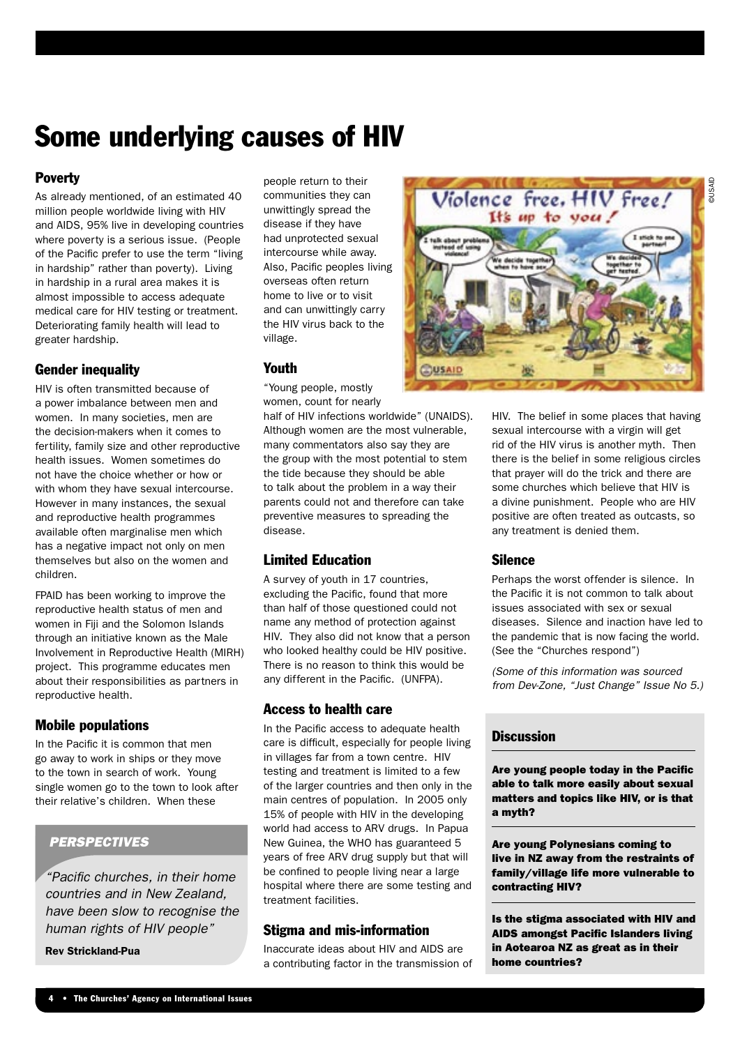# Some underlying causes of HIV

## Poverty

As already mentioned, of an estimated 40 million people worldwide living with HIV and AIDS, 95% live in developing countries where poverty is a serious issue. (People of the Pacific prefer to use the term "living in hardship" rather than poverty). Living in hardship in a rural area makes it is almost impossible to access adequate medical care for HIV testing or treatment. Deteriorating family health will lead to greater hardship.

## Gender inequality

HIV is often transmitted because of a power imbalance between men and women. In many societies, men are the decision-makers when it comes to fertility, family size and other reproductive health issues. Women sometimes do not have the choice whether or how or with whom they have sexual intercourse. However in many instances, the sexual and reproductive health programmes available often marginalise men which has a negative impact not only on men themselves but also on the women and children.

FPAID has been working to improve the reproductive health status of men and women in Fiji and the Solomon Islands through an initiative known as the Male Involvement in Reproductive Health (MIRH) project. This programme educates men about their responsibilities as partners in reproductive health.

## Mobile populations

In the Pacific it is common that men go away to work in ships or they move to the town in search of work. Young single women go to the town to look after their relative's children. When these people return to their communities they can unwittingly spread the disease if they have had unprotected sexual intercourse while away. Also, Pacific peoples living overseas often return home to live or to visit and can unwittingly carry the HIV virus back to the village.

> ***PERSPECTIVES***
>
> *"Pacific churches, in their home countries and in New Zealand, have been slow to recognise the human rights of HIV people"*
>
> **Rev Strickland-Pua**

## Youth

"Young people, mostly women, count for nearly half of HIV infections worldwide" (UNAIDS). Although women are the most vulnerable, many commentators also say they are the group with the most potential to stem the tide because they should be able to talk about the problem in a way their parents could not and therefore can take preventive measures to spreading the disease.

## Limited Education

A survey of youth in 17 countries, excluding the Pacific, found that more than half of those questioned could not name any method of protection against HIV. They also did not know that a person who looked healthy could be HIV positive. There is no reason to think this would be any different in the Pacific. (UNFPA).

## Access to health care

In the Pacific access to adequate health care is difficult, especially for people living in villages far from a town centre. HIV testing and treatment is limited to a few of the larger countries and then only in the main centres of population. In 2005 only 15% of people with HIV in the developing world had access to ARV drugs. In Papua New Guinea, the WHO has guaranteed 5 years of free ARV drug supply but that will be confined to people living near a large hospital where there are some testing and treatment facilities.

## Stigma and mis-information

Inaccurate ideas about HIV and AIDS are a contributing factor in the transmission of HIV. The belief in some places that having sexual intercourse with a virgin will get rid of the HIV virus is another myth. Then there is the belief in some religious circles that prayer will do the trick and there are some churches which believe that HIV is a divine punishment. People who are HIV positive are often treated as outcasts, so any treatment is denied them.

## Silence

Perhaps the worst offender is silence. In the Pacific it is not common to talk about issues associated with sex or sexual diseases. Silence and inaction have led to the pandemic that is now facing the world. (See the "Churches respond")

*(Some of this information was sourced from Dev-Zone, "Just Change" Issue No 5.)*

## Discussion

**Are young people today in the Pacific able to talk more easily about sexual matters and topics like HIV, or is that a myth?**

**Are young Polynesians coming to live in NZ away from the restraints of family/village life more vulnerable to contracting HIV?**

**Is the stigma associated with HIV and AIDS amongst Pacific Islanders living in Aotearoa NZ as great as in their home countries?**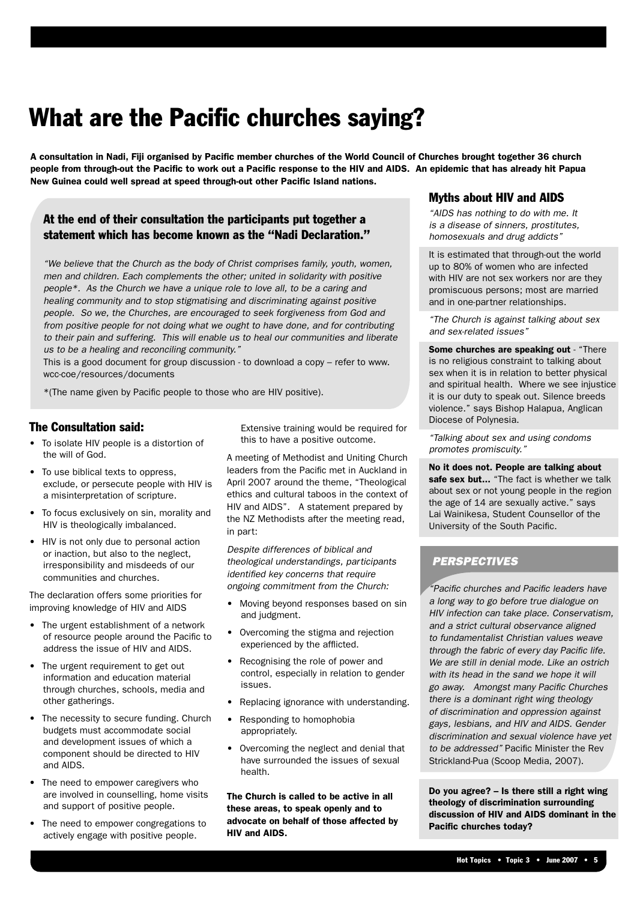# What are the Pacific churches saying?

**A consultation in Nadi, Fiji organised by Pacific member churches of the World Council of Churches brought together 36 church people from through-out the Pacific to work out a Pacific response to the HIV and AIDS. An epidemic that has already hit Papua New Guinea could well spread at speed through-out other Pacific Island nations.**

### At the end of their consultation the participants put together a statement which has become known as the "Nadi Declaration."

*"We believe that the Church as the body of Christ comprises family, youth, women, men and children. Each complements the other; united in solidarity with positive people\*. As the Church we have a unique role to love all, to be a caring and healing community and to stop stigmatising and discriminating against positive people. So we, the Churches, are encouraged to seek forgiveness from God and from positive people for not doing what we ought to have done, and for contributing to their pain and suffering. This will enable us to heal our communities and liberate us to be a healing and reconciling community."*

This is a good document for group discussion - to download a copy – refer to www.wcc-coe/resources/documents

*(The name given by Pacific people to those who are HIV positive).

### The Consultation said:

- To isolate HIV people is a distortion of the will of God.
- To use biblical texts to oppress, exclude, or persecute people with HIV is a misinterpretation of scripture.
- To focus exclusively on sin, morality and HIV is theologically imbalanced.
- HIV is not only due to personal action or inaction, but also to the neglect, irresponsibility and misdeeds of our communities and churches.

The declaration offers some priorities for improving knowledge of HIV and AIDS

- The urgent establishment of a network of resource people around the Pacific to address the issue of HIV and AIDS.
- The urgent requirement to get out information and education material through churches, schools, media and other gatherings.
- The necessity to secure funding. Church budgets must accommodate social and development issues of which a component should be directed to HIV and AIDS.
- The need to empower caregivers who are involved in counselling, home visits and support of positive people.
- The need to empower congregations to actively engage with positive people.

  Extensive training would be required for this to have a positive outcome.

A meeting of Methodist and Uniting Church leaders from the Pacific met in Auckland in April 2007 around the theme, "Theological ethics and cultural taboos in the context of HIV and AIDS". A statement prepared by the NZ Methodists after the meeting read, in part:

*Despite differences of biblical and theological understandings, participants identified key concerns that require ongoing commitment from the Church:*

- Moving beyond responses based on sin and judgment.
- Overcoming the stigma and rejection experienced by the afflicted.
- Recognising the role of power and control, especially in relation to gender issues.
- Replacing ignorance with understanding.
- Responding to homophobia appropriately.
- Overcoming the neglect and denial that have surrounded the issues of sexual health.

**The Church is called to be active in all these areas, to speak openly and to advocate on behalf of those affected by HIV and AIDS.**

### Myths about HIV and AIDS

*"AIDS has nothing to do with me. It is a disease of sinners, prostitutes, homosexuals and drug addicts"*

It is estimated that through-out the world up to 80% of women who are infected with HIV are not sex workers nor are they promiscuous persons; most are married and in one-partner relationships.

*"The Church is against talking about sex and sex-related issues"*

**Some churches are speaking out** - "There is no religious constraint to talking about sex when it is in relation to better physical and spiritual health. Where we see injustice it is our duty to speak out. Silence breeds violence." says Bishop Halapua, Anglican Diocese of Polynesia.

*"Talking about sex and using condoms promotes promiscuity."*

**No it does not. People are talking about safe sex but...** "The fact is whether we talk about sex or not young people in the region the age of 14 are sexually active." says Lai Wainikesa, Student Counsellor of the University of the South Pacific.

### *PERSPECTIVES*

*"Pacific churches and Pacific leaders have a long way to go before true dialogue on HIV infection can take place. Conservatism, and a strict cultural observance aligned to fundamentalist Christian values weave through the fabric of every day Pacific life. We are still in denial mode. Like an ostrich with its head in the sand we hope it will go away. Amongst many Pacific Churches there is a dominant right wing theology of discrimination and oppression against gays, lesbians, and HIV and AIDS. Gender discrimination and sexual violence have yet to be addressed"* Pacific Minister the Rev Strickland-Pua (Scoop Media, 2007).

**Do you agree? – Is there still a right wing theology of discrimination surrounding discussion of HIV and AIDS dominant in the Pacific churches today?**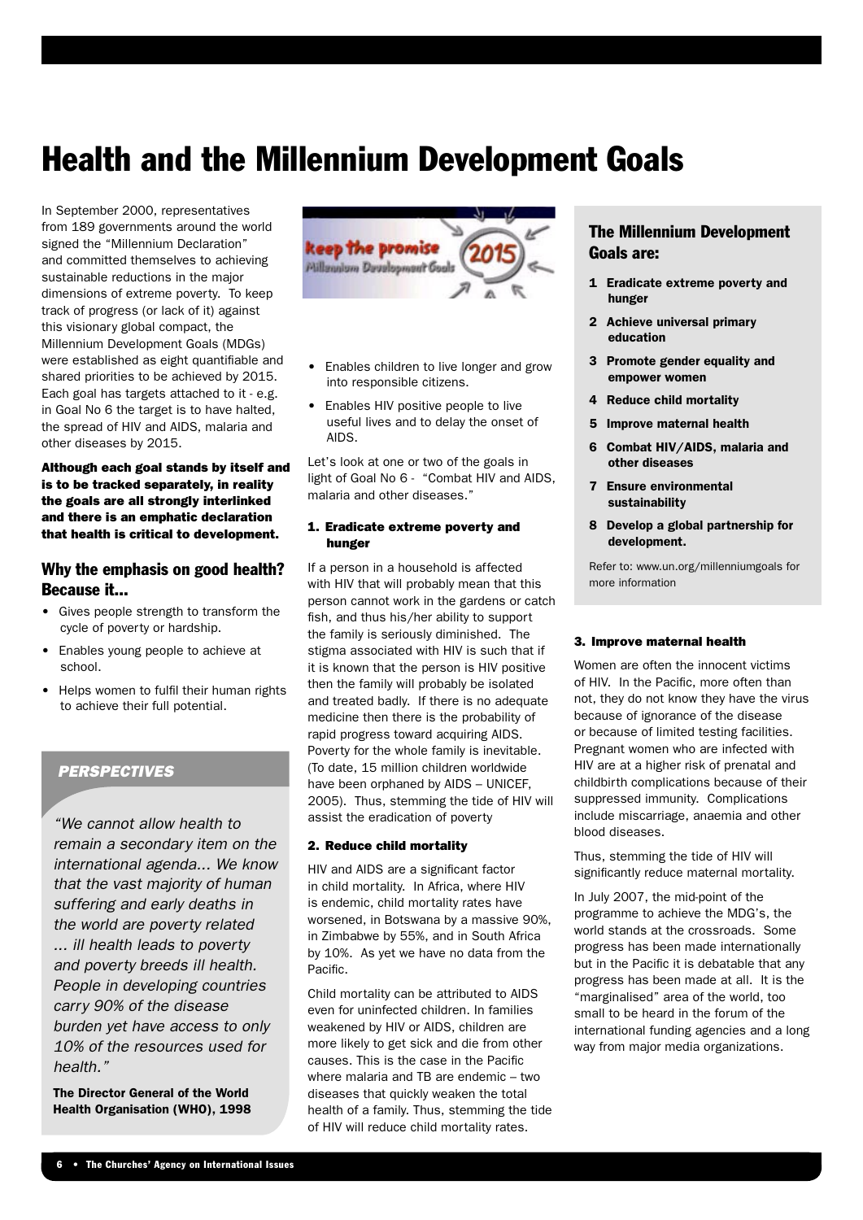# Health and the Millennium Development Goals

In September 2000, representatives from 189 governments around the world signed the "Millennium Declaration" and committed themselves to achieving sustainable reductions in the major dimensions of extreme poverty. To keep track of progress (or lack of it) against this visionary global compact, the Millennium Development Goals (MDGs) were established as eight quantifiable and shared priorities to be achieved by 2015. Each goal has targets attached to it - e.g. in Goal No 6 the target is to have halted, the spread of HIV and AIDS, malaria and other diseases by 2015.

**Although each goal stands by itself and is to be tracked separately, in reality the goals are all strongly interlinked and there is an emphatic declaration that health is critical to development.**

## Why the emphasis on good health? Because it...

- Gives people strength to transform the cycle of poverty or hardship.
- Enables young people to achieve at school.
- Helps women to fulfil their human rights to achieve their full potential.
- Enables children to live longer and grow into responsible citizens.
- Enables HIV positive people to live useful lives and to delay the onset of AIDS.

### *PERSPECTIVES*

*"We cannot allow health to remain a secondary item on the international agenda... We know that the vast majority of human suffering and early deaths in the world are poverty related ... ill health leads to poverty and poverty breeds ill health. People in developing countries carry 90% of the disease burden yet have access to only 10% of the resources used for health."*

**The Director General of the World Health Organisation (WHO), 1998**

Let's look at one or two of the goals in light of Goal No 6 - "Combat HIV and AIDS, malaria and other diseases."

#### 1. Eradicate extreme poverty and hunger

If a person in a household is affected with HIV that will probably mean that this person cannot work in the gardens or catch fish, and thus his/her ability to support the family is seriously diminished. The stigma associated with HIV is such that if it is known that the person is HIV positive then the family will probably be isolated and treated badly. If there is no adequate medicine then there is the probability of rapid progress toward acquiring AIDS. Poverty for the whole family is inevitable. (To date, 15 million children worldwide have been orphaned by AIDS – UNICEF, 2005). Thus, stemming the tide of HIV will assist the eradication of poverty

#### 2. Reduce child mortality

HIV and AIDS are a significant factor in child mortality. In Africa, where HIV is endemic, child mortality rates have worsened, in Botswana by a massive 90%, in Zimbabwe by 55%, and in South Africa by 10%. As yet we have no data from the Pacific.

Child mortality can be attributed to AIDS even for uninfected children. In families weakened by HIV or AIDS, children are more likely to get sick and die from other causes. This is the case in the Pacific where malaria and TB are endemic – two diseases that quickly weaken the total health of a family. Thus, stemming the tide of HIV will reduce child mortality rates.

## The Millennium Development Goals are:

1. **Eradicate extreme poverty and hunger**
2. **Achieve universal primary education**
3. **Promote gender equality and empower women**
4. **Reduce child mortality**
5. **Improve maternal health**
6. **Combat HIV/AIDS, malaria and other diseases**
7. **Ensure environmental sustainability**
8. **Develop a global partnership for development.**

Refer to: www.un.org/millenniumgoals for more information

#### 3. Improve maternal health

Women are often the innocent victims of HIV. In the Pacific, more often than not, they do not know they have the virus because of ignorance of the disease or because of limited testing facilities. Pregnant women who are infected with HIV are at a higher risk of prenatal and childbirth complications because of their suppressed immunity. Complications include miscarriage, anaemia and other blood diseases.

Thus, stemming the tide of HIV will significantly reduce maternal mortality.

In July 2007, the mid-point of the programme to achieve the MDG's, the world stands at the crossroads. Some progress has been made internationally but in the Pacific it is debatable that any progress has been made at all. It is the "marginalised" area of the world, too small to be heard in the forum of the international funding agencies and a long way from major media organizations.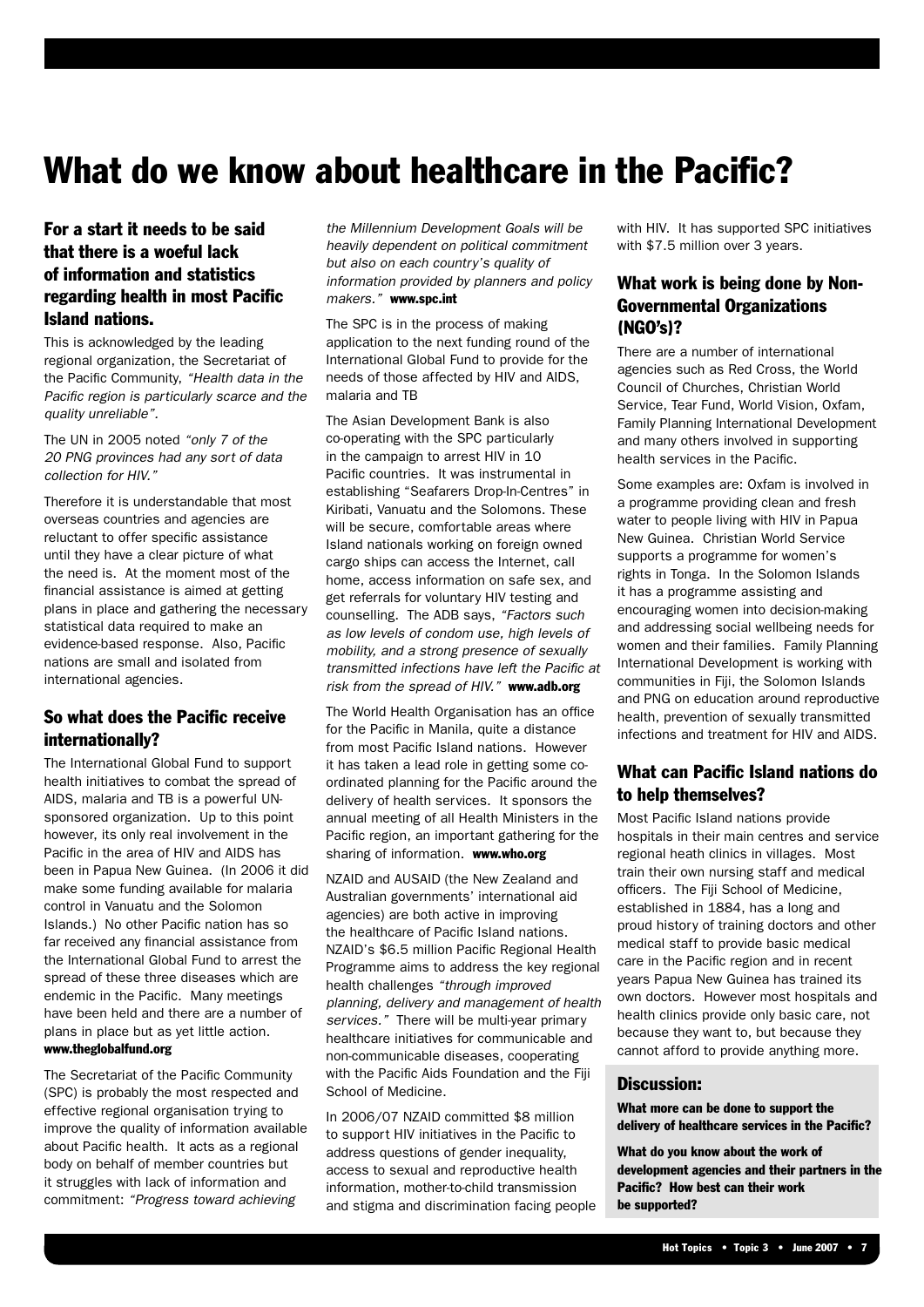# What do we know about healthcare in the Pacific?

## For a start it needs to be said that there is a woeful lack of information and statistics regarding health in most Pacific Island nations.

This is acknowledged by the leading regional organization, the Secretariat of the Pacific Community, *"Health data in the Pacific region is particularly scarce and the quality unreliable"*.

The UN in 2005 noted *"only 7 of the 20 PNG provinces had any sort of data collection for HIV."*

Therefore it is understandable that most overseas countries and agencies are reluctant to offer specific assistance until they have a clear picture of what the need is. At the moment most of the financial assistance is aimed at getting plans in place and gathering the necessary statistical data required to make an evidence-based response. Also, Pacific nations are small and isolated from international agencies.

## So what does the Pacific receive internationally?

The International Global Fund to support health initiatives to combat the spread of AIDS, malaria and TB is a powerful UN-sponsored organization. Up to this point however, its only real involvement in the Pacific in the area of HIV and AIDS has been in Papua New Guinea. (In 2006 it did make some funding available for malaria control in Vanuatu and the Solomon Islands.) No other Pacific nation has so far received any financial assistance from the International Global Fund to arrest the spread of these three diseases which are endemic in the Pacific. Many meetings have been held and there are a number of plans in place but as yet little action. **www.theglobalfund.org**

The Secretariat of the Pacific Community (SPC) is probably the most respected and effective regional organisation trying to improve the quality of information available about Pacific health. It acts as a regional body on behalf of member countries but it struggles with lack of information and commitment: *"Progress toward achieving the Millennium Development Goals will be heavily dependent on political commitment but also on each country's quality of information provided by planners and policy makers."* **www.spc.int**

The SPC is in the process of making application to the next funding round of the International Global Fund to provide for the needs of those affected by HIV and AIDS, malaria and TB

The Asian Development Bank is also co-operating with the SPC particularly in the campaign to arrest HIV in 10 Pacific countries. It was instrumental in establishing "Seafarers Drop-In-Centres" in Kiribati, Vanuatu and the Solomons. These will be secure, comfortable areas where Island nationals working on foreign owned cargo ships can access the Internet, call home, access information on safe sex, and get referrals for voluntary HIV testing and counselling. The ADB says, *"Factors such as low levels of condom use, high levels of mobility, and a strong presence of sexually transmitted infections have left the Pacific at risk from the spread of HIV."* **www.adb.org**

The World Health Organisation has an office for the Pacific in Manila, quite a distance from most Pacific Island nations. However it has taken a lead role in getting some co-ordinated planning for the Pacific around the delivery of health services. It sponsors the annual meeting of all Health Ministers in the Pacific region, an important gathering for the sharing of information. **www.who.org**

NZAID and AUSAID (the New Zealand and Australian governments' international aid agencies) are both active in improving the healthcare of Pacific Island nations. NZAID's $6.5 million Pacific Regional Health Programme aims to address the key regional health challenges *"through improved planning, delivery and management of health services."* There will be multi-year primary healthcare initiatives for communicable and non-communicable diseases, cooperating with the Pacific Aids Foundation and the Fiji School of Medicine.

In 2006/07 NZAID committed $8 million to support HIV initiatives in the Pacific to address questions of gender inequality, access to sexual and reproductive health information, mother-to-child transmission and stigma and discrimination facing people with HIV. It has supported SPC initiatives with $7.5 million over 3 years.

## What work is being done by Non-Governmental Organizations (NGO's)?

There are a number of international agencies such as Red Cross, the World Council of Churches, Christian World Service, Tear Fund, World Vision, Oxfam, Family Planning International Development and many others involved in supporting health services in the Pacific.

Some examples are: Oxfam is involved in a programme providing clean and fresh water to people living with HIV in Papua New Guinea. Christian World Service supports a programme for women's rights in Tonga. In the Solomon Islands it has a programme assisting and encouraging women into decision-making and addressing social wellbeing needs for women and their families. Family Planning International Development is working with communities in Fiji, the Solomon Islands and PNG on education around reproductive health, prevention of sexually transmitted infections and treatment for HIV and AIDS.

## What can Pacific Island nations do to help themselves?

Most Pacific Island nations provide hospitals in their main centres and service regional heath clinics in villages. Most train their own nursing staff and medical officers. The Fiji School of Medicine, established in 1884, has a long and proud history of training doctors and other medical staff to provide basic medical care in the Pacific region and in recent years Papua New Guinea has trained its own doctors. However most hospitals and health clinics provide only basic care, not because they want to, but because they cannot afford to provide anything more.

## Discussion:

**What more can be done to support the delivery of healthcare services in the Pacific?**

**What do you know about the work of development agencies and their partners in the Pacific? How best can their work be supported?**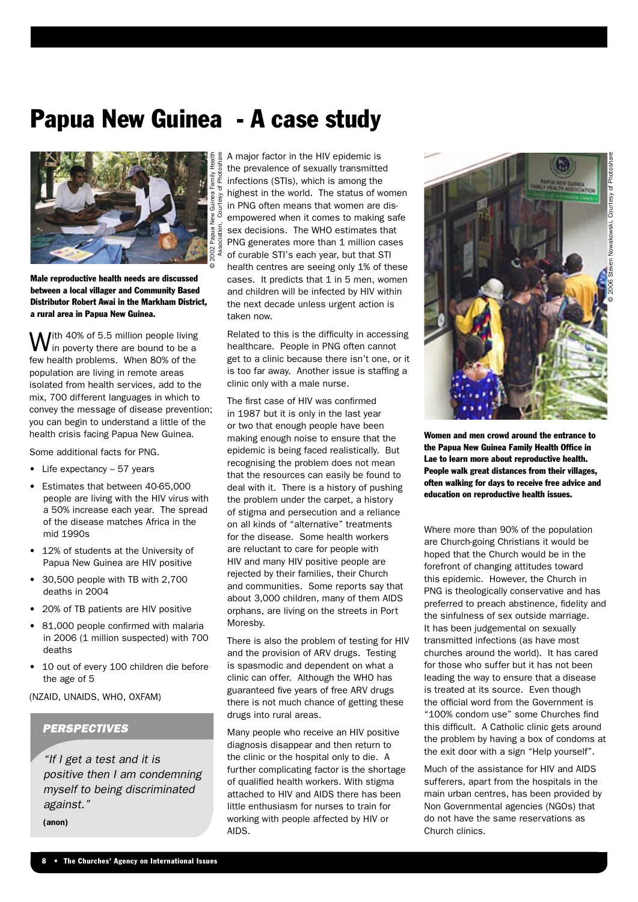# Papua New Guinea - A case study

**Male reproductive health needs are discussed between a local villager and Community Based Distributor Robert Awai in the Markham District, a rural area in Papua New Guinea.**

© 2002 Papua New Guinea Family Health Association, Courtesy of Photoshare

With 40% of 5.5 million people living in poverty there are bound to be a few health problems. When 80% of the population are living in remote areas isolated from health services, add to the mix, 700 different languages in which to convey the message of disease prevention; you can begin to understand a little of the health crisis facing Papua New Guinea.

Some additional facts for PNG.

- Life expectancy – 57 years
- Estimates that between 40-65,000 people are living with the HIV virus with a 50% increase each year. The spread of the disease matches Africa in the mid 1990s
- 12% of students at the University of Papua New Guinea are HIV positive
- 30,500 people with TB with 2,700 deaths in 2004
- 20% of TB patients are HIV positive
- 81,000 people confirmed with malaria in 2006 (1 million suspected) with 700 deaths
- 10 out of every 100 children die before the age of 5

(NZAID, UNAIDS, WHO, OXFAM)

### *PERSPECTIVES*

*"If I get a test and it is positive then I am condemning myself to being discriminated against."*

**(anon)**

A major factor in the HIV epidemic is the prevalence of sexually transmitted infections (STIs), which is among the highest in the world. The status of women in PNG often means that women are disempowered when it comes to making safe sex decisions. The WHO estimates that PNG generates more than 1 million cases of curable STI's each year, but that STI health centres are seeing only 1% of these cases. It predicts that 1 in 5 men, women and children will be infected by HIV within the next decade unless urgent action is taken now.

Related to this is the difficulty in accessing healthcare. People in PNG often cannot get to a clinic because there isn't one, or it is too far away. Another issue is staffing a clinic only with a male nurse.

The first case of HIV was confirmed in 1987 but it is only in the last year or two that enough people have been making enough noise to ensure that the epidemic is being faced realistically. But recognising the problem does not mean that the resources can easily be found to deal with it. There is a history of pushing the problem under the carpet, a history of stigma and persecution and a reliance on all kinds of "alternative" treatments for the disease. Some health workers are reluctant to care for people with HIV and many HIV positive people are rejected by their families, their Church and communities. Some reports say that about 3,000 children, many of them AIDS orphans, are living on the streets in Port Moresby.

There is also the problem of testing for HIV and the provision of ARV drugs. Testing is spasmodic and dependent on what a clinic can offer. Although the WHO has guaranteed five years of free ARV drugs there is not much chance of getting these drugs into rural areas.

Many people who receive an HIV positive diagnosis disappear and then return to the clinic or the hospital only to die. A further complicating factor is the shortage of qualified health workers. With stigma attached to HIV and AIDS there has been little enthusiasm for nurses to train for working with people affected by HIV or AIDS.

**Women and men crowd around the entrance to the Papua New Guinea Family Health Office in Lae to learn more about reproductive health. People walk great distances from their villages, often walking for days to receive free advice and education on reproductive health issues.**

© 2006 Steven Nowakowski, Courtesy of Photoshare

Where more than 90% of the population are Church-going Christians it would be hoped that the Church would be in the forefront of changing attitudes toward this epidemic. However, the Church in PNG is theologically conservative and has preferred to preach abstinence, fidelity and the sinfulness of sex outside marriage. It has been judgemental on sexually transmitted infections (as have most churches around the world). It has cared for those who suffer but it has not been leading the way to ensure that a disease is treated at its source. Even though the official word from the Government is "100% condom use" some Churches find this difficult. A Catholic clinic gets around the problem by having a box of condoms at the exit door with a sign "Help yourself".

Much of the assistance for HIV and AIDS sufferers, apart from the hospitals in the main urban centres, has been provided by Non Governmental agencies (NGOs) that do not have the same reservations as Church clinics.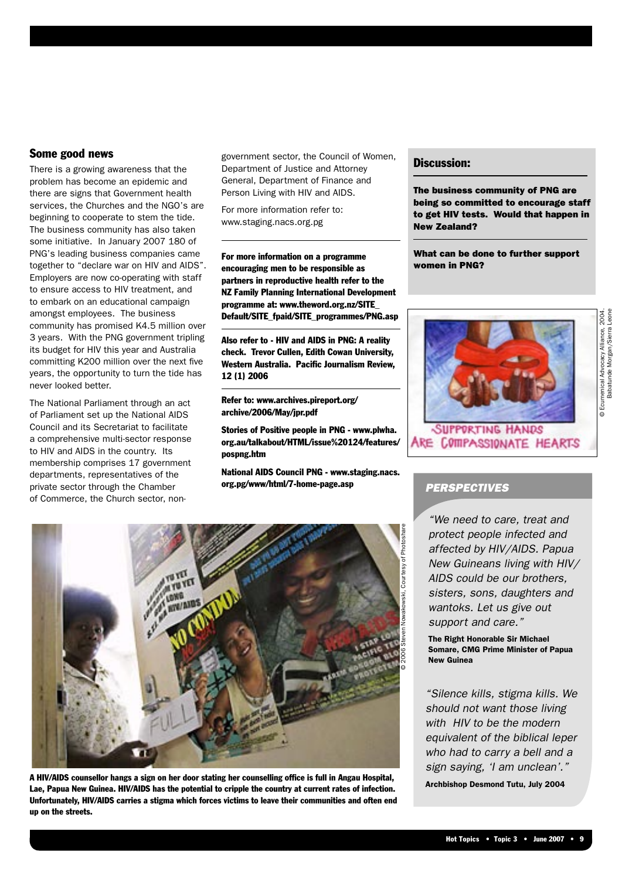## Some good news

There is a growing awareness that the problem has become an epidemic and there are signs that Government health services, the Churches and the NGO's are beginning to cooperate to stem the tide. The business community has also taken some initiative. In January 2007 180 of PNG's leading business companies came together to "declare war on HIV and AIDS". Employers are now co-operating with staff to ensure access to HIV treatment, and to embark on an educational campaign amongst employees. The business community has promised K4.5 million over 3 years. With the PNG government tripling its budget for HIV this year and Australia committing K200 million over the next five years, the opportunity to turn the tide has never looked better.

The National Parliament through an act of Parliament set up the National AIDS Council and its Secretariat to facilitate a comprehensive multi-sector response to HIV and AIDS in the country. Its membership comprises 17 government departments, representatives of the private sector through the Chamber of Commerce, the Church sector, non-government sector, the Council of Women, Department of Justice and Attorney General, Department of Finance and Person Living with HIV and AIDS.

For more information refer to: www.staging.nacs.org.pg

**For more information on a programme encouraging men to be responsible as partners in reproductive health refer to the NZ Family Planning International Development programme at: www.theword.org.nz/SITE_Default/SITE_fpaid/SITE_programmes/PNG.asp**

**Also refer to - HIV and AIDS in PNG: A reality check. Trevor Cullen, Edith Cowan University, Western Australia. Pacific Journalism Review, 12 (1) 2006**

**Refer to: www.archives.pireport.org/archive/2006/May/jpr.pdf**

**Stories of Positive people in PNG - www.plwha.org.au/talkabout/HTML/issue%20124/features/pospng.htm**

**National AIDS Council PNG - www.staging.nacs.org.pg/www/html/7-home-page.asp**

## Discussion:

**The business community of PNG are being so committed to encourage staff to get HIV tests. Would that happen in New Zealand?**

**What can be done to further support women in PNG?**

SUPPORTING HANDS ARE COMPASSIONATE HEARTS

© Ecumenical Advocacy Alliance, 2004. Babatunde Morgan/Sierra Leone

### *PERSPECTIVES*

*"We need to care, treat and protect people infected and affected by HIV/AIDS. Papua New Guineans living with HIV/AIDS could be our brothers, sisters, sons, daughters and wantoks. Let us give out support and care."*

**The Right Honorable Sir Michael Somare, CMG Prime Minister of Papua New Guinea**

*"Silence kills, stigma kills. We should not want those living with HIV to be the modern equivalent of the biblical leper who had to carry a bell and a sign saying, 'I am unclean'."*

**Archbishop Desmond Tutu, July 2004**

© 2006 Steven Nowakowski, Courtesy of Photoshare

**A HIV/AIDS counsellor hangs a sign on her door stating her counselling office is full in Angau Hospital, Lae, Papua New Guinea. HIV/AIDS has the potential to cripple the country at current rates of infection. Unfortunately, HIV/AIDS carries a stigma which forces victims to leave their communities and often end up on the streets.**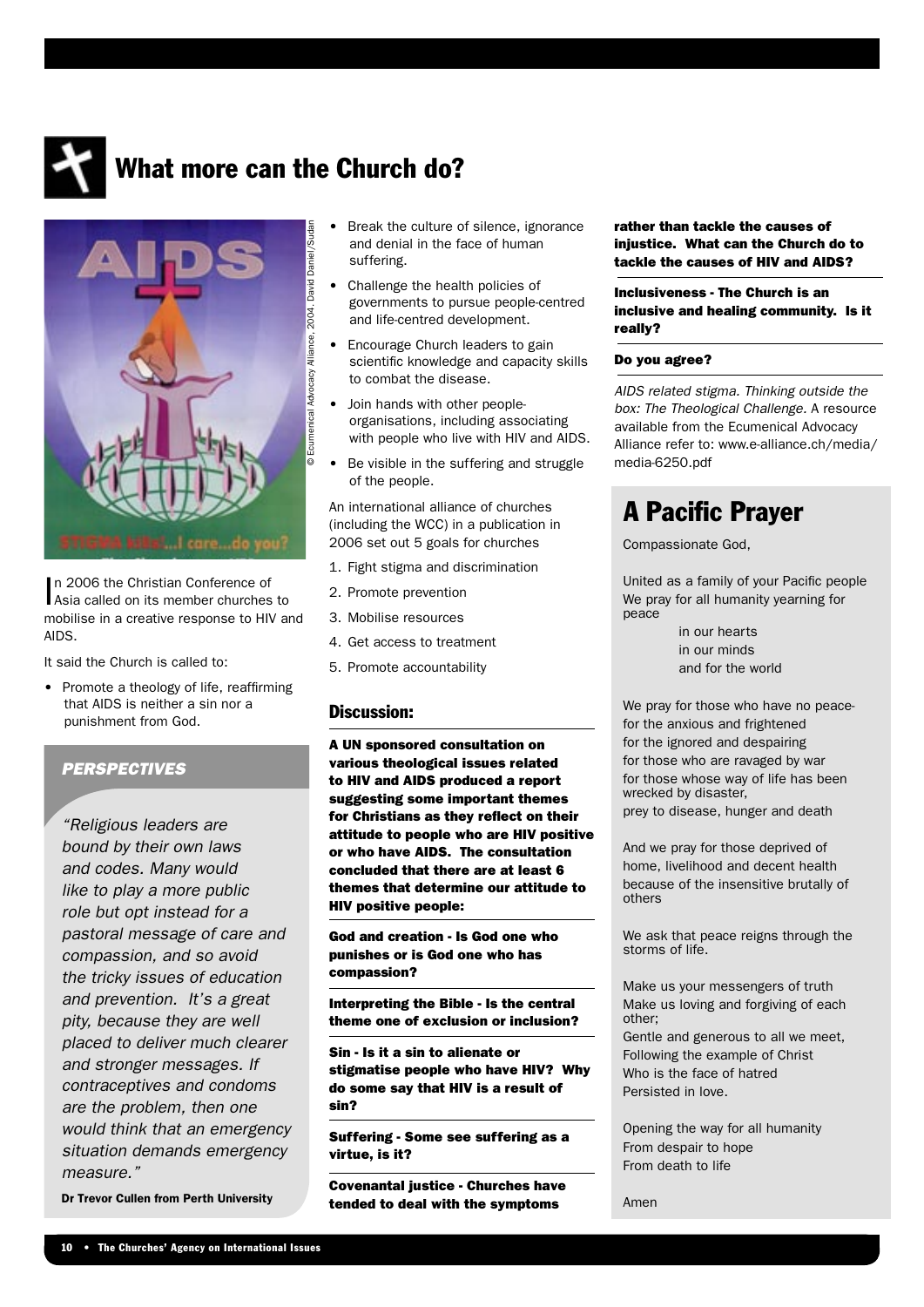# What more can the Church do?

In 2006 the Christian Conference of Asia called on its member churches to mobilise in a creative response to HIV and AIDS.

It said the Church is called to:

- Promote a theology of life, reaffirming that AIDS is neither a sin nor a punishment from God.
- Break the culture of silence, ignorance and denial in the face of human suffering.
- Challenge the health policies of governments to pursue people-centred and life-centred development.
- Encourage Church leaders to gain scientific knowledge and capacity skills to combat the disease.
- Join hands with other people-organisations, including associating with people who live with HIV and AIDS.
- Be visible in the suffering and struggle of the people.

An international alliance of churches (including the WCC) in a publication in 2006 set out 5 goals for churches

1. Fight stigma and discrimination
2. Promote prevention
3. Mobilise resources
4. Get access to treatment
5. Promote accountability

### *PERSPECTIVES*

*"Religious leaders are bound by their own laws and codes. Many would like to play a more public role but opt instead for a pastoral message of care and compassion, and so avoid the tricky issues of education and prevention. It's a great pity, because they are well placed to deliver much clearer and stronger messages. If contraceptives and condoms are the problem, then one would think that an emergency situation demands emergency measure."*

**Dr Trevor Cullen from Perth University**

## Discussion:

**A UN sponsored consultation on various theological issues related to HIV and AIDS produced a report suggesting some important themes for Christians as they reflect on their attitude to people who are HIV positive or who have AIDS. The consultation concluded that there are at least 6 themes that determine our attitude to HIV positive people:**

**God and creation - Is God one who punishes or is God one who has compassion?**

**Interpreting the Bible - Is the central theme one of exclusion or inclusion?**

**Sin - Is it a sin to alienate or stigmatise people who have HIV? Why do some say that HIV is a result of sin?**

**Suffering - Some see suffering as a virtue, is it?**

**Covenantal justice - Churches have tended to deal with the symptoms rather than tackle the causes of injustice. What can the Church do to tackle the causes of HIV and AIDS?**

**Inclusiveness - The Church is an inclusive and healing community. Is it really?**

**Do you agree?**

*AIDS related stigma. Thinking outside the box: The Theological Challenge.* A resource available from the Ecumenical Advocacy Alliance refer to: www.e-alliance.ch/media/media-6250.pdf

## A Pacific Prayer

Compassionate God,

United as a family of your Pacific people
We pray for all humanity yearning for peace
in our hearts
in our minds
and for the world

We pray for those who have no peace-
for the anxious and frightened
for the ignored and despairing
for those who are ravaged by war
for those whose way of life has been wrecked by disaster,
prey to disease, hunger and death

And we pray for those deprived of home, livelihood and decent health
because of the insensitive brutally of others

We ask that peace reigns through the storms of life.

Make us your messengers of truth
Make us loving and forgiving of each other;
Gentle and generous to all we meet,
Following the example of Christ
Who is the face of hatred
Persisted in love.

Opening the way for all humanity
From despair to hope
From death to life

Amen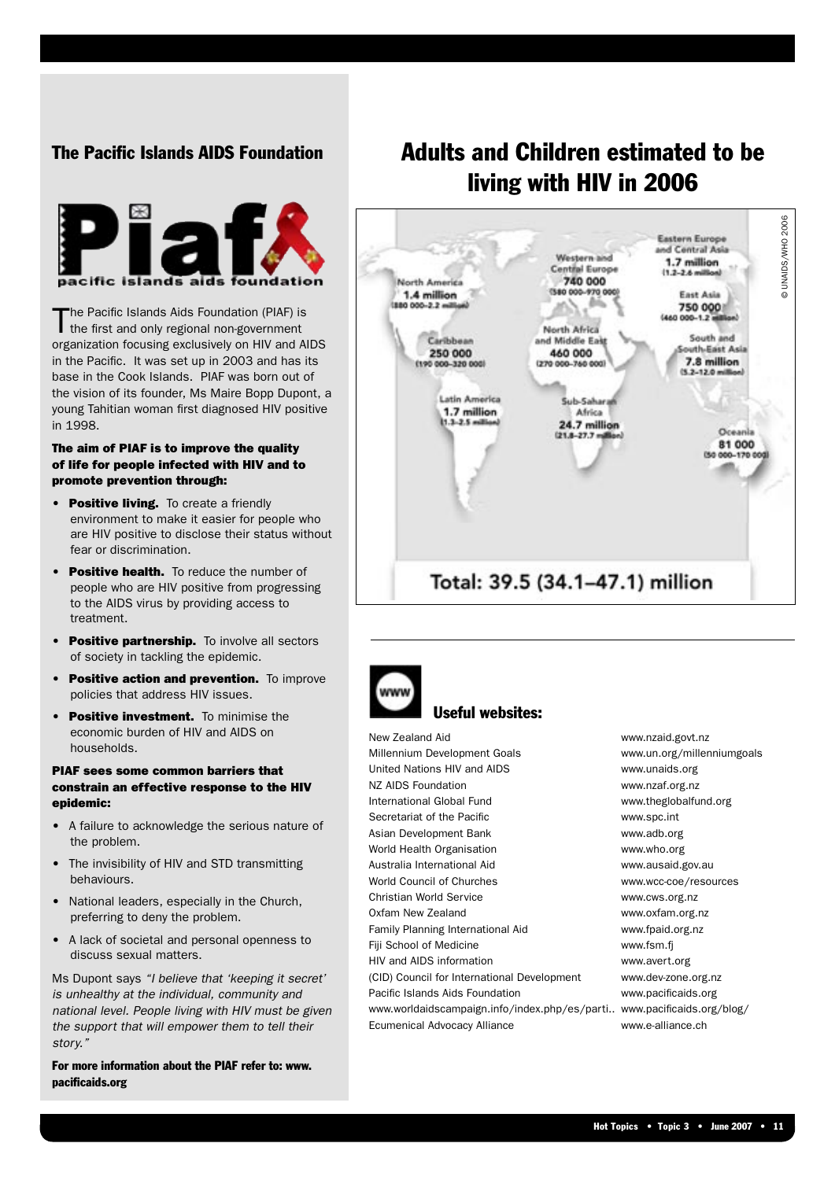## The Pacific Islands AIDS Foundation

pacific islands aids foundation

The Pacific Islands Aids Foundation (PIAF) is the first and only regional non-government organization focusing exclusively on HIV and AIDS in the Pacific. It was set up in 2003 and has its base in the Cook Islands. PIAF was born out of the vision of its founder, Ms Maire Bopp Dupont, a young Tahitian woman first diagnosed HIV positive in 1998.

**The aim of PIAF is to improve the quality of life for people infected with HIV and to promote prevention through:**

- **Positive living.** To create a friendly environment to make it easier for people who are HIV positive to disclose their status without fear or discrimination.
- **Positive health.** To reduce the number of people who are HIV positive from progressing to the AIDS virus by providing access to treatment.
- **Positive partnership.** To involve all sectors of society in tackling the epidemic.
- **Positive action and prevention.** To improve policies that address HIV issues.
- **Positive investment.** To minimise the economic burden of HIV and AIDS on households.

**PIAF sees some common barriers that constrain an effective response to the HIV epidemic:**

- A failure to acknowledge the serious nature of the problem.
- The invisibility of HIV and STD transmitting behaviours.
- National leaders, especially in the Church, preferring to deny the problem.
- A lack of societal and personal openness to discuss sexual matters.

Ms Dupont says *"I believe that 'keeping it secret' is unhealthy at the individual, community and national level. People living with HIV must be given the support that will empower them to tell their story."*

**For more information about the PIAF refer to: www.pacificaids.org**

## Adults and Children estimated to be living with HIV in 2006

- North America: 1.4 million (880 000–2.2 million)
- Caribbean: 250 000 (190 000–320 000)
- Latin America: 1.7 million (1.3–2.5 million)
- Western and Central Europe: 740 000 (580 000–970 000)
- North Africa and Middle East: 460 000 (270 000–760 000)
- Sub-Saharan Africa: 24.7 million (21.8–27.7 million)
- Eastern Europe and Central Asia: 1.7 million (1.2–2.6 million)
- East Asia: 750 000 (460 000–1.2 million)
- South and South-East Asia: 7.8 million (5.2–12.0 million)
- Oceania: 81 000 (50 000–170 000)

Total: 39.5 (34.1–47.1) million

© UNAIDS/WHO 2006

### Useful websites:

| | |
|---|---|
| New Zealand Aid | www.nzaid.govt.nz |
| Millennium Development Goals | www.un.org/millenniumgoals |
| United Nations HIV and AIDS | www.unaids.org |
| NZ AIDS Foundation | www.nzaf.org.nz |
| International Global Fund | www.theglobalfund.org |
| Secretariat of the Pacific | www.spc.int |
| Asian Development Bank | www.adb.org |
| World Health Organisation | www.who.org |
| Australia International Aid | www.ausaid.gov.au |
| World Council of Churches | www.wcc-coe/resources |
| Christian World Service | www.cws.org.nz |
| Oxfam New Zealand | www.oxfam.org.nz |
| Family Planning International Aid | www.fpaid.org.nz |
| Fiji School of Medicine | www.fsm.fj |
| HIV and AIDS information | www.avert.org |
| (CID) Council for International Development | www.dev-zone.org.nz |
| Pacific Islands Aids Foundation | www.pacificaids.org |
| www.worldaidscampaign.info/index.php/es/parti.. | www.pacificaids.org/blog/ |
| Ecumenical Advocacy Alliance | www.e-alliance.ch |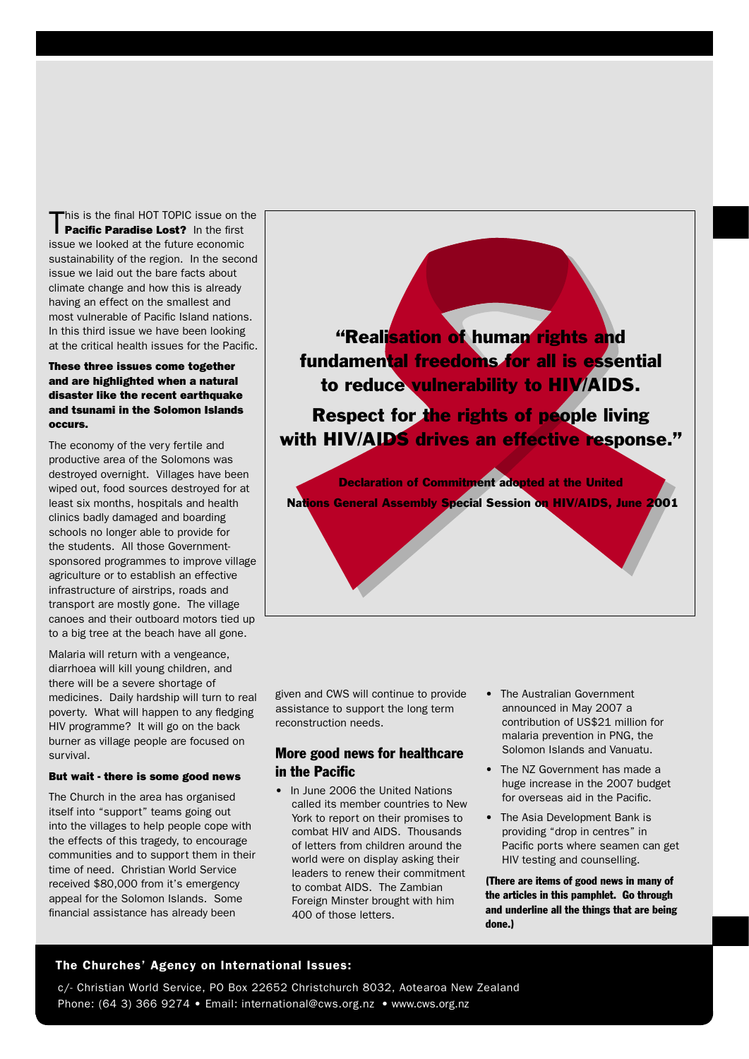This is the final HOT TOPIC issue on the **Pacific Paradise Lost?** In the first issue we looked at the future economic sustainability of the region. In the second issue we laid out the bare facts about climate change and how this is already having an effect on the smallest and most vulnerable of Pacific Island nations. In this third issue we have been looking at the critical health issues for the Pacific.

**These three issues come together and are highlighted when a natural disaster like the recent earthquake and tsunami in the Solomon Islands occurs.**

The economy of the very fertile and productive area of the Solomons was destroyed overnight. Villages have been wiped out, food sources destroyed for at least six months, hospitals and health clinics badly damaged and boarding schools no longer able to provide for the students. All those Government-sponsored programmes to improve village agriculture or to establish an effective infrastructure of airstrips, roads and transport are mostly gone. The village canoes and their outboard motors tied up to a big tree at the beach have all gone.

Malaria will return with a vengeance, diarrhoea will kill young children, and there will be a severe shortage of medicines. Daily hardship will turn to real poverty. What will happen to any fledging HIV programme? It will go on the back burner as village people are focused on survival.

**But wait - there is some good news**

The Church in the area has organised itself into "support" teams going out into the villages to help people cope with the effects of this tragedy, to encourage communities and to support them in their time of need. Christian World Service received $80,000 from it's emergency appeal for the Solomon Islands. Some financial assistance has already been given and CWS will continue to provide assistance to support the long term reconstruction needs.

**"Realisation of human rights and fundamental freedoms for all is essential to reduce vulnerability to HIV/AIDS.**

**Respect for the rights of people living with HIV/AIDS drives an effective response."**

**Declaration of Commitment adopted at the United Nations General Assembly Special Session on HIV/AIDS, June 2001**

## More good news for healthcare in the Pacific

- In June 2006 the United Nations called its member countries to New York to report on their promises to combat HIV and AIDS. Thousands of letters from children around the world were on display asking their leaders to renew their commitment to combat AIDS. The Zambian Foreign Minster brought with him 400 of those letters.
- The Australian Government announced in May 2007 a contribution of US$21 million for malaria prevention in PNG, the Solomon Islands and Vanuatu.
- The NZ Government has made a huge increase in the 2007 budget for overseas aid in the Pacific.
- The Asia Development Bank is providing "drop in centres" in Pacific ports where seamen can get HIV testing and counselling.

**(There are items of good news in many of the articles in this pamphlet. Go through and underline all the things that are being done.)**

**The Churches' Agency on International Issues:**

c/- Christian World Service, PO Box 22652 Christchurch 8032, Aotearoa New Zealand
Phone: (64 3) 366 9274 • Email: international@cws.org.nz • www.cws.org.nz